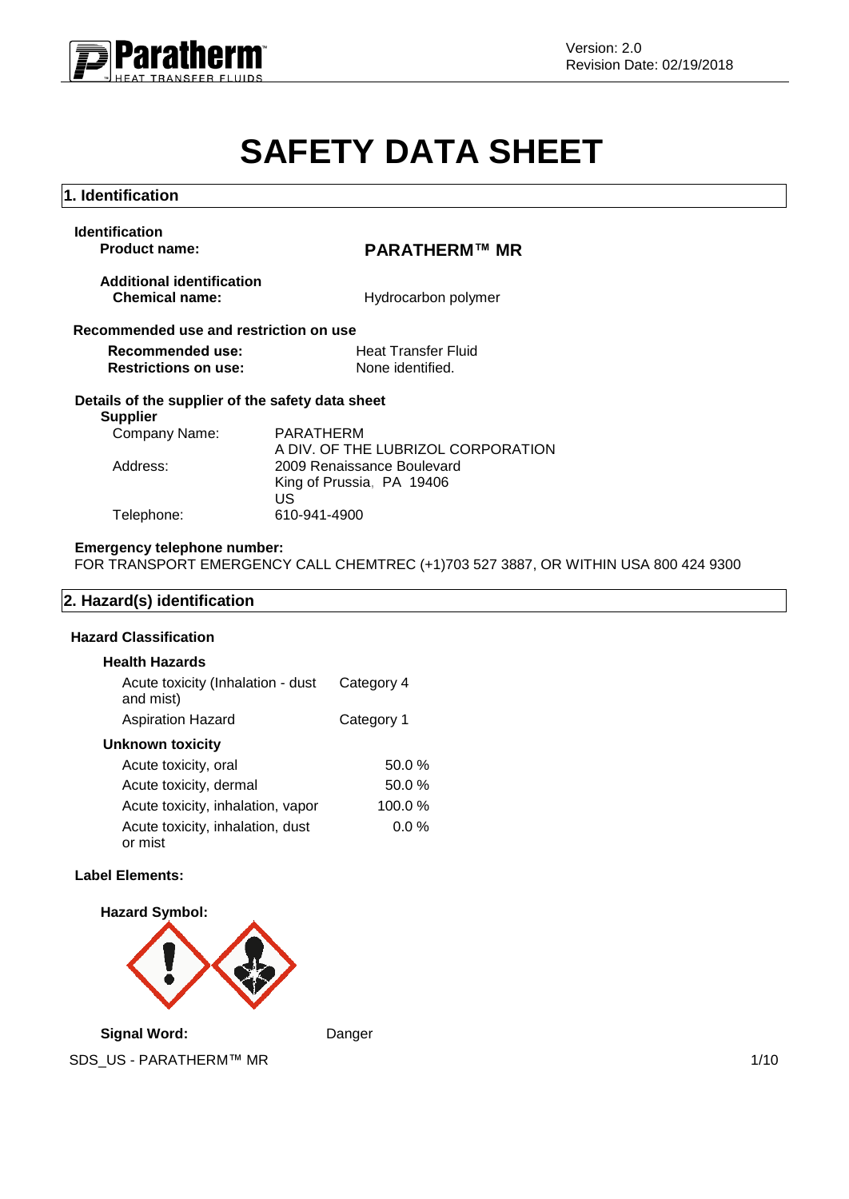Version: 2.0
Revision Date: 02/19/2018

# SAFETY DATA SHEET

## 1. Identification

**Identification**

**Product name:** **PARATHERM™ MR**

**Additional identification**

**Chemical name:** Hydrocarbon polymer

**Recommended use and restriction on use**

**Recommended use:** Heat Transfer Fluid
**Restrictions on use:** None identified.

**Details of the supplier of the safety data sheet**

**Supplier**

Company Name: PARATHERM
A DIV. OF THE LUBRIZOL CORPORATION
Address: 2009 Renaissance Boulevard
King of Prussia, PA 19406
US
Telephone: 610-941-4900

**Emergency telephone number:**
FOR TRANSPORT EMERGENCY CALL CHEMTREC (+1)703 527 3887, OR WITHIN USA 800 424 9300

## 2. Hazard(s) identification

**Hazard Classification**

**Health Hazards**

| | |
|---|---|
| Acute toxicity (Inhalation - dust and mist) | Category 4 |
| Aspiration Hazard | Category 1 |

**Unknown toxicity**

| | |
|---|---|
| Acute toxicity, oral | 50.0 % |
| Acute toxicity, dermal | 50.0 % |
| Acute toxicity, inhalation, vapor | 100.0 % |
| Acute toxicity, inhalation, dust or mist | 0.0 % |

**Label Elements:**

**Hazard Symbol:**

**Signal Word:** Danger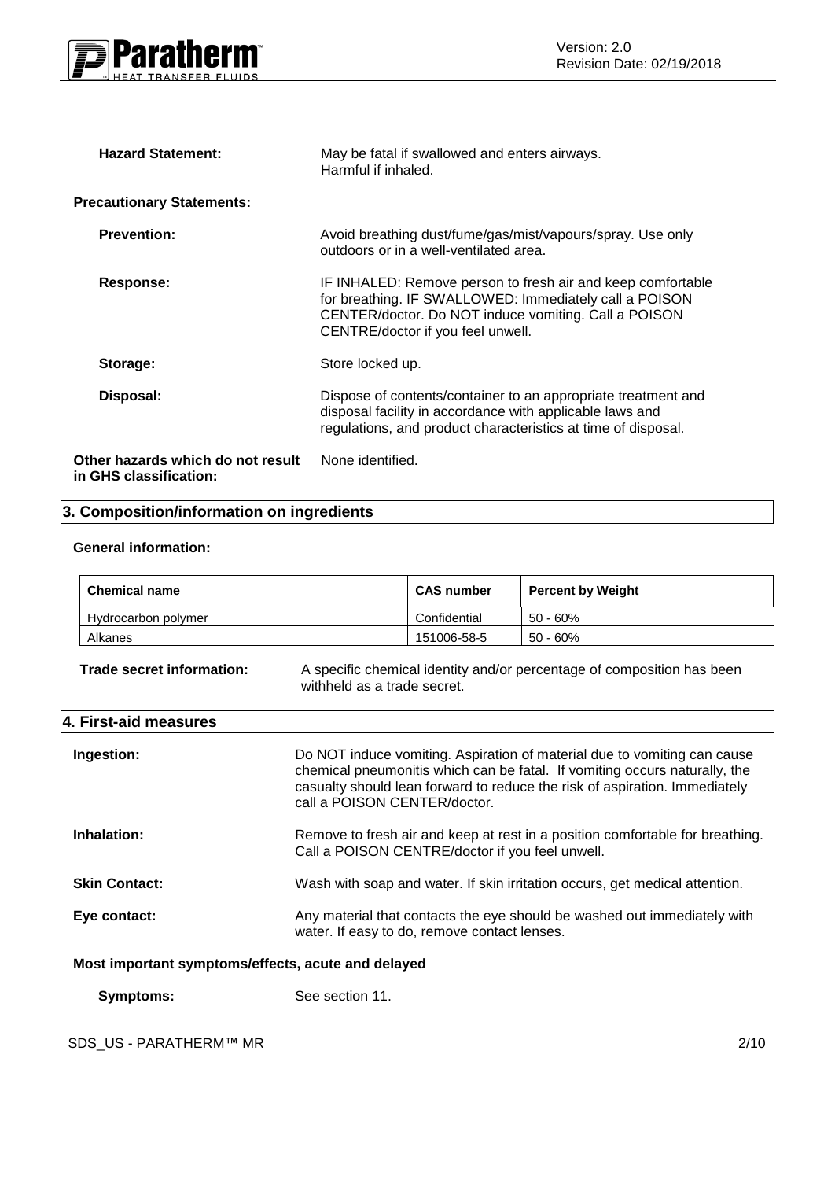**Hazard Statement:** May be fatal if swallowed and enters airways. Harmful if inhaled.

**Precautionary Statements:**

**Prevention:** Avoid breathing dust/fume/gas/mist/vapours/spray. Use only outdoors or in a well-ventilated area.

**Response:** IF INHALED: Remove person to fresh air and keep comfortable for breathing. IF SWALLOWED: Immediately call a POISON CENTER/doctor. Do NOT induce vomiting. Call a POISON CENTRE/doctor if you feel unwell.

**Storage:** Store locked up.

**Disposal:** Dispose of contents/container to an appropriate treatment and disposal facility in accordance with applicable laws and regulations, and product characteristics at time of disposal.

**Other hazards which do not result in GHS classification:** None identified.

## 3. Composition/information on ingredients

**General information:**

| Chemical name | CAS number | Percent by Weight |
|---|---|---|
| Hydrocarbon polymer | Confidential | 50 - 60% |
| Alkanes | 151006-58-5 | 50 - 60% |

**Trade secret information:** A specific chemical identity and/or percentage of composition has been withheld as a trade secret.

## 4. First-aid measures

**Ingestion:** Do NOT induce vomiting. Aspiration of material due to vomiting can cause chemical pneumonitis which can be fatal. If vomiting occurs naturally, the casualty should lean forward to reduce the risk of aspiration. Immediately call a POISON CENTER/doctor.

**Inhalation:** Remove to fresh air and keep at rest in a position comfortable for breathing. Call a POISON CENTRE/doctor if you feel unwell.

**Skin Contact:** Wash with soap and water. If skin irritation occurs, get medical attention.

**Eye contact:** Any material that contacts the eye should be washed out immediately with water. If easy to do, remove contact lenses.

**Most important symptoms/effects, acute and delayed**

**Symptoms:** See section 11.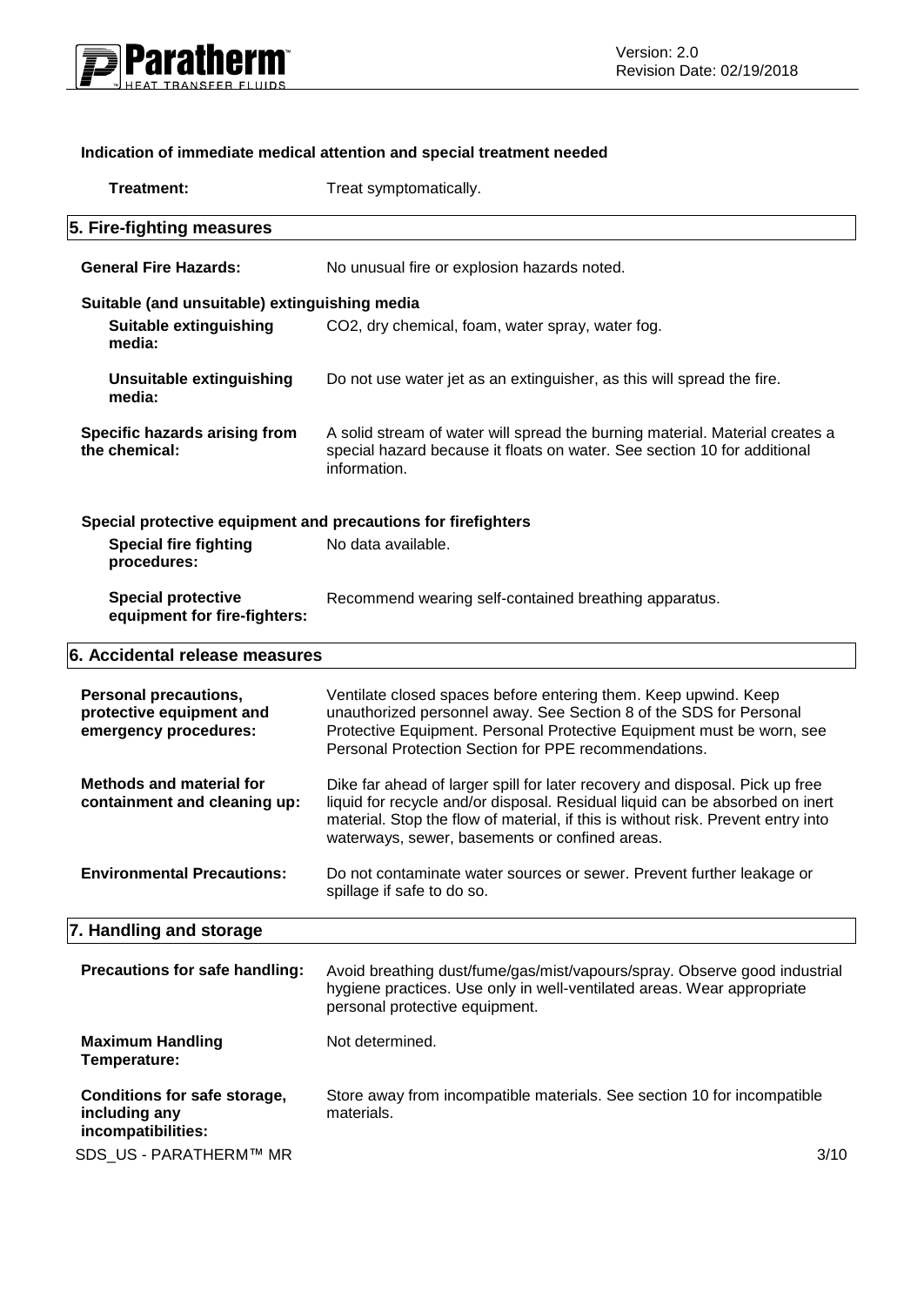**Indication of immediate medical attention and special treatment needed**

**Treatment:** Treat symptomatically.

## 5. Fire-fighting measures

**General Fire Hazards:** No unusual fire or explosion hazards noted.

**Suitable (and unsuitable) extinguishing media**

**Suitable extinguishing media:** $CO_2$, dry chemical, foam, water spray, water fog.

**Unsuitable extinguishing media:** Do not use water jet as an extinguisher, as this will spread the fire.

**Specific hazards arising from the chemical:** A solid stream of water will spread the burning material. Material creates a special hazard because it floats on water. See section 10 for additional information.

**Special protective equipment and precautions for firefighters**

**Special fire fighting procedures:** No data available.

**Special protective equipment for fire-fighters:** Recommend wearing self-contained breathing apparatus.

## 6. Accidental release measures

**Personal precautions, protective equipment and emergency procedures:** Ventilate closed spaces before entering them. Keep upwind. Keep unauthorized personnel away. See Section 8 of the SDS for Personal Protective Equipment. Personal Protective Equipment must be worn, see Personal Protection Section for PPE recommendations.

**Methods and material for containment and cleaning up:** Dike far ahead of larger spill for later recovery and disposal. Pick up free liquid for recycle and/or disposal. Residual liquid can be absorbed on inert material. Stop the flow of material, if this is without risk. Prevent entry into waterways, sewer, basements or confined areas.

**Environmental Precautions:** Do not contaminate water sources or sewer. Prevent further leakage or spillage if safe to do so.

## 7. Handling and storage

**Precautions for safe handling:** Avoid breathing dust/fume/gas/mist/vapours/spray. Observe good industrial hygiene practices. Use only in well-ventilated areas. Wear appropriate personal protective equipment.

**Maximum Handling Temperature:** Not determined.

**Conditions for safe storage, including any incompatibilities:** Store away from incompatible materials. See section 10 for incompatible materials.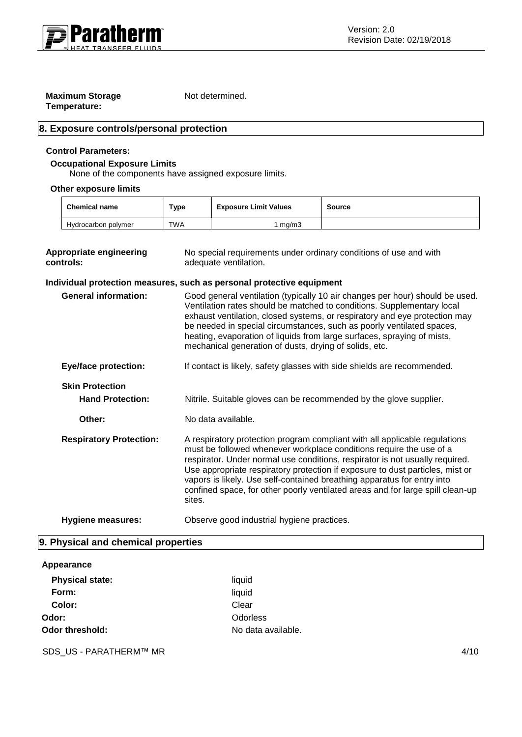**Maximum Storage Temperature:** Not determined.

## 8. Exposure controls/personal protection

### Control Parameters:

**Occupational Exposure Limits**

None of the components have assigned exposure limits.

**Other exposure limits**

| Chemical name | Type | Exposure Limit Values | Source |
|---|---|---|---|
| Hydrocarbon polymer | TWA | 1 mg/m3 | |

**Appropriate engineering controls:** No special requirements under ordinary conditions of use and with adequate ventilation.

**Individual protection measures, such as personal protective equipment**

**General information:** Good general ventilation (typically 10 air changes per hour) should be used. Ventilation rates should be matched to conditions. Supplementary local exhaust ventilation, closed systems, or respiratory and eye protection may be needed in special circumstances, such as poorly ventilated spaces, heating, evaporation of liquids from large surfaces, spraying of mists, mechanical generation of dusts, drying of solids, etc.

**Eye/face protection:** If contact is likely, safety glasses with side shields are recommended.

**Skin Protection**

**Hand Protection:** Nitrile. Suitable gloves can be recommended by the glove supplier.

**Other:** No data available.

**Respiratory Protection:** A respiratory protection program compliant with all applicable regulations must be followed whenever workplace conditions require the use of a respirator. Under normal use conditions, respirator is not usually required. Use appropriate respiratory protection if exposure to dust particles, mist or vapors is likely. Use self-contained breathing apparatus for entry into confined space, for other poorly ventilated areas and for large spill clean-up sites.

**Hygiene measures:** Observe good industrial hygiene practices.

## 9. Physical and chemical properties

**Appearance**

**Physical state:** liquid

**Form:** liquid

**Color:** Clear

**Odor:** Odorless

**Odor threshold:** No data available.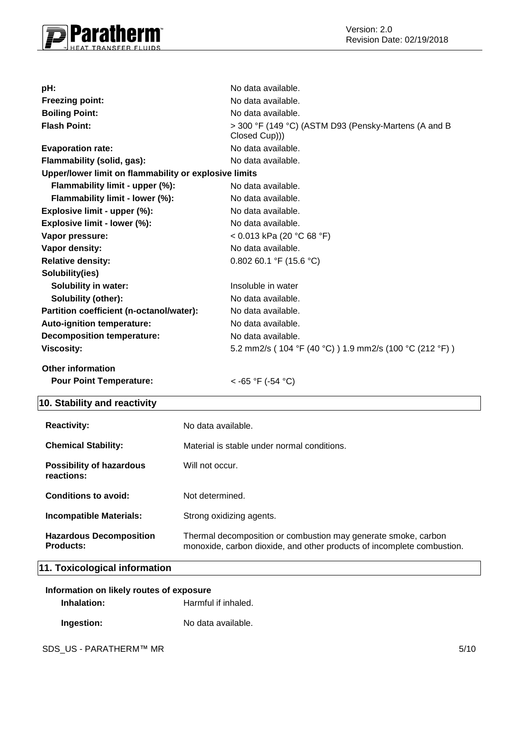| | |
|---|---|
| **pH:** | No data available. |
| **Freezing point:** | No data available. |
| **Boiling Point:** | No data available. |
| **Flash Point:** | > 300 °F (149 °C) (ASTM D93 (Pensky-Martens (A and B Closed Cup))) |
| **Evaporation rate:** | No data available. |
| **Flammability (solid, gas):** | No data available. |
| **Upper/lower limit on flammability or explosive limits** | |
| **Flammability limit - upper (%):** | No data available. |
| **Flammability limit - lower (%):** | No data available. |
| **Explosive limit - upper (%):** | No data available. |
| **Explosive limit - lower (%):** | No data available. |
| **Vapor pressure:** | < 0.013 kPa (20 °C 68 °F) |
| **Vapor density:** | No data available. |
| **Relative density:** | 0.802 60.1 °F (15.6 °C) |
| **Solubility(ies)** | |
| **Solubility in water:** | Insoluble in water |
| **Solubility (other):** | No data available. |
| **Partition coefficient (n-octanol/water):** | No data available. |
| **Auto-ignition temperature:** | No data available. |
| **Decomposition temperature:** | No data available. |
| **Viscosity:** | 5.2 mm2/s ( 104 °F (40 °C) ) 1.9 mm2/s (100 °C (212 °F) ) |
| **Other information** | |
| **Pour Point Temperature:** | < -65 °F (-54 °C) |

## 10. Stability and reactivity

| | |
|---|---|
| **Reactivity:** | No data available. |
| **Chemical Stability:** | Material is stable under normal conditions. |
| **Possibility of hazardous reactions:** | Will not occur. |
| **Conditions to avoid:** | Not determined. |
| **Incompatible Materials:** | Strong oxidizing agents. |
| **Hazardous Decomposition Products:** | Thermal decomposition or combustion may generate smoke, carbon monoxide, carbon dioxide, and other products of incomplete combustion. |

## 11. Toxicological information

**Information on likely routes of exposure**

| | |
|---|---|
| **Inhalation:** | Harmful if inhaled. |
| **Ingestion:** | No data available. |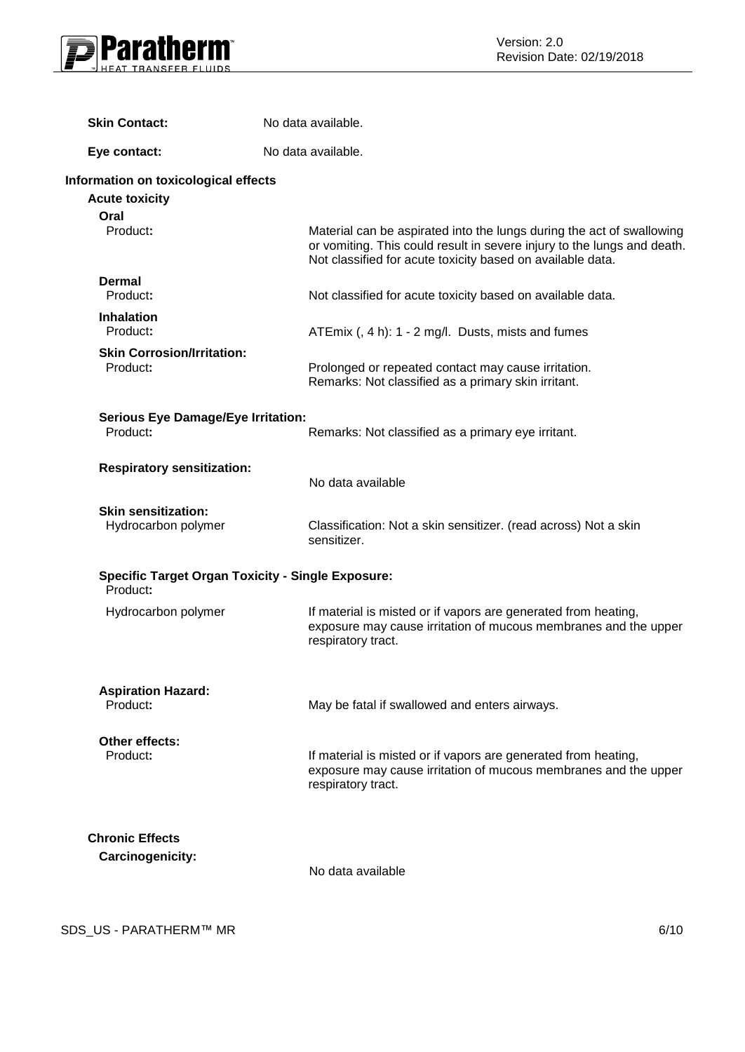**Skin Contact:** No data available.

**Eye contact:** No data available.

## Information on toxicological effects

### Acute toxicity

**Oral**

Product: Material can be aspirated into the lungs during the act of swallowing or vomiting. This could result in severe injury to the lungs and death. Not classified for acute toxicity based on available data.

**Dermal**

Product: Not classified for acute toxicity based on available data.

**Inhalation**

Product: ATEmix (, 4 h): 1 - 2 mg/l. Dusts, mists and fumes

**Skin Corrosion/Irritation:**

Product: Prolonged or repeated contact may cause irritation. Remarks: Not classified as a primary skin irritant.

**Serious Eye Damage/Eye Irritation:**

Product: Remarks: Not classified as a primary eye irritant.

**Respiratory sensitization:** No data available

**Skin sensitization:**

Hydrocarbon polymer: Classification: Not a skin sensitizer. (read across) Not a skin sensitizer.

**Specific Target Organ Toxicity - Single Exposure:**

Product:

Hydrocarbon polymer: If material is misted or if vapors are generated from heating, exposure may cause irritation of mucous membranes and the upper respiratory tract.

**Aspiration Hazard:**

Product: May be fatal if swallowed and enters airways.

**Other effects:**

Product: If material is misted or if vapors are generated from heating, exposure may cause irritation of mucous membranes and the upper respiratory tract.

### Chronic Effects

**Carcinogenicity:** No data available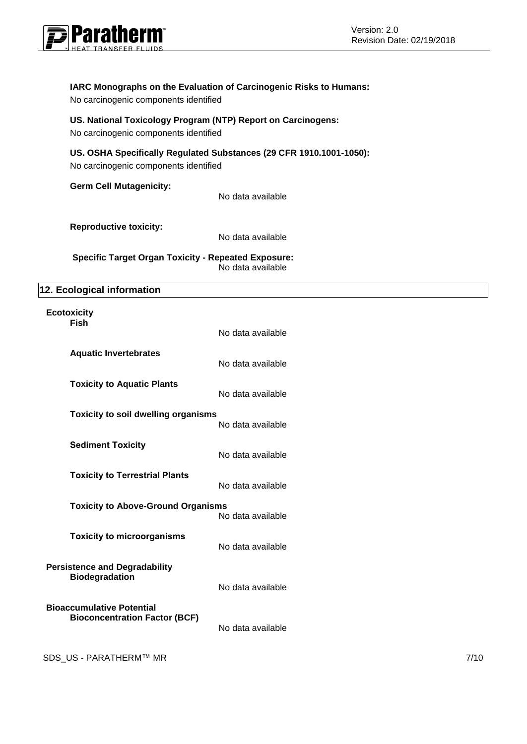**IARC Monographs on the Evaluation of Carcinogenic Risks to Humans:**
No carcinogenic components identified

**US. National Toxicology Program (NTP) Report on Carcinogens:**
No carcinogenic components identified

**US. OSHA Specifically Regulated Substances (29 CFR 1910.1001-1050):**
No carcinogenic components identified

**Germ Cell Mutagenicity:**
No data available

**Reproductive toxicity:**
No data available

**Specific Target Organ Toxicity - Repeated Exposure:**
No data available

## 12. Ecological information

**Ecotoxicity**

**Fish**
No data available

**Aquatic Invertebrates**
No data available

**Toxicity to Aquatic Plants**
No data available

**Toxicity to soil dwelling organisms**
No data available

**Sediment Toxicity**
No data available

**Toxicity to Terrestrial Plants**
No data available

**Toxicity to Above-Ground Organisms**
No data available

**Toxicity to microorganisms**
No data available

**Persistence and Degradability**

**Biodegradation**
No data available

**Bioaccumulative Potential**

**Bioconcentration Factor (BCF)**
No data available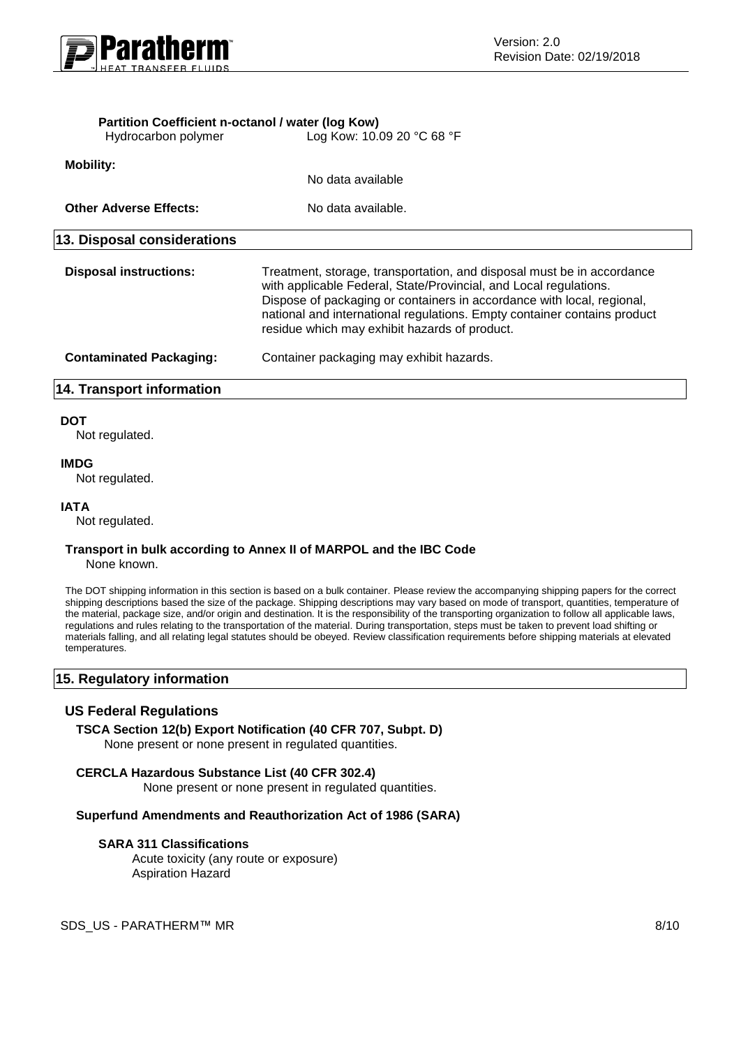**Partition Coefficient n-octanol / water (log Kow)**

| | |
|---|---|
| Hydrocarbon polymer | Log Kow: 10.09 20 °C 68 °F |

**Mobility:** No data available

**Other Adverse Effects:** No data available.

## 13. Disposal considerations

**Disposal instructions:** Treatment, storage, transportation, and disposal must be in accordance with applicable Federal, State/Provincial, and Local regulations. Dispose of packaging or containers in accordance with local, regional, national and international regulations. Empty container contains product residue which may exhibit hazards of product.

**Contaminated Packaging:** Container packaging may exhibit hazards.

## 14. Transport information

**DOT**
Not regulated.

**IMDG**
Not regulated.

**IATA**
Not regulated.

**Transport in bulk according to Annex II of MARPOL and the IBC Code**
None known.

The DOT shipping information in this section is based on a bulk container. Please review the accompanying shipping papers for the correct shipping descriptions based the size of the package. Shipping descriptions may vary based on mode of transport, quantities, temperature of the material, package size, and/or origin and destination. It is the responsibility of the transporting organization to follow all applicable laws, regulations and rules relating to the transportation of the material. During transportation, steps must be taken to prevent load shifting or materials falling, and all relating legal statutes should be obeyed. Review classification requirements before shipping materials at elevated temperatures.

## 15. Regulatory information

### US Federal Regulations

**TSCA Section 12(b) Export Notification (40 CFR 707, Subpt. D)**
None present or none present in regulated quantities.

**CERCLA Hazardous Substance List (40 CFR 302.4)**
None present or none present in regulated quantities.

**Superfund Amendments and Reauthorization Act of 1986 (SARA)**

**SARA 311 Classifications**
Acute toxicity (any route or exposure)
Aspiration Hazard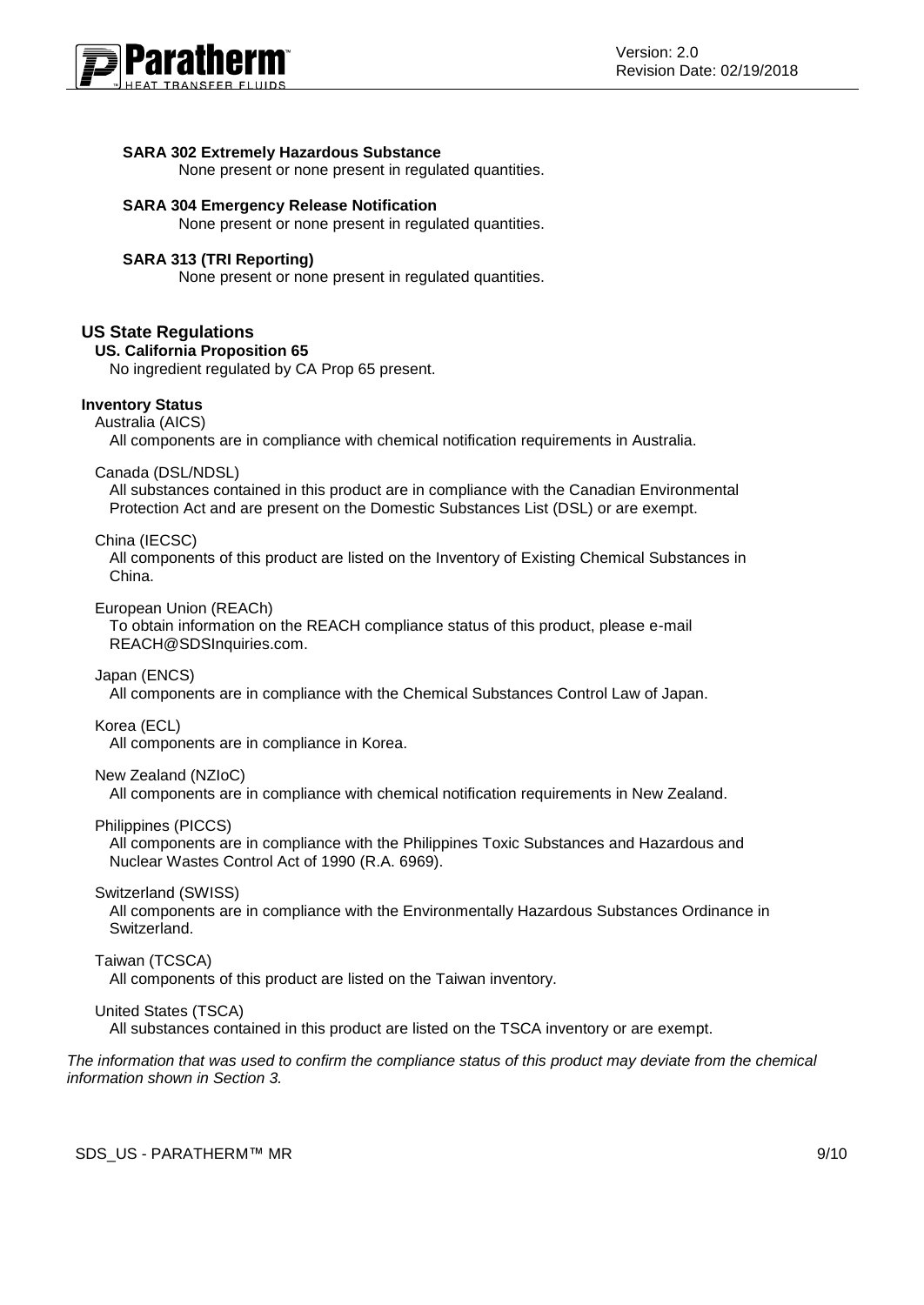**SARA 302 Extremely Hazardous Substance**

None present or none present in regulated quantities.

**SARA 304 Emergency Release Notification**

None present or none present in regulated quantities.

**SARA 313 (TRI Reporting)**

None present or none present in regulated quantities.

## US State Regulations

### US. California Proposition 65

No ingredient regulated by CA Prop 65 present.

### Inventory Status

Australia (AICS)

All components are in compliance with chemical notification requirements in Australia.

Canada (DSL/NDSL)

All substances contained in this product are in compliance with the Canadian Environmental Protection Act and are present on the Domestic Substances List (DSL) or are exempt.

China (IECSC)

All components of this product are listed on the Inventory of Existing Chemical Substances in China.

European Union (REACh)

To obtain information on the REACH compliance status of this product, please e-mail REACH@SDSInquiries.com.

Japan (ENCS)

All components are in compliance with the Chemical Substances Control Law of Japan.

Korea (ECL)

All components are in compliance in Korea.

New Zealand (NZIoC)

All components are in compliance with chemical notification requirements in New Zealand.

Philippines (PICCS)

All components are in compliance with the Philippines Toxic Substances and Hazardous and Nuclear Wastes Control Act of 1990 (R.A. 6969).

Switzerland (SWISS)

All components are in compliance with the Environmentally Hazardous Substances Ordinance in Switzerland.

Taiwan (TCSCA)

All components of this product are listed on the Taiwan inventory.

United States (TSCA)

All substances contained in this product are listed on the TSCA inventory or are exempt.

*The information that was used to confirm the compliance status of this product may deviate from the chemical information shown in Section 3.*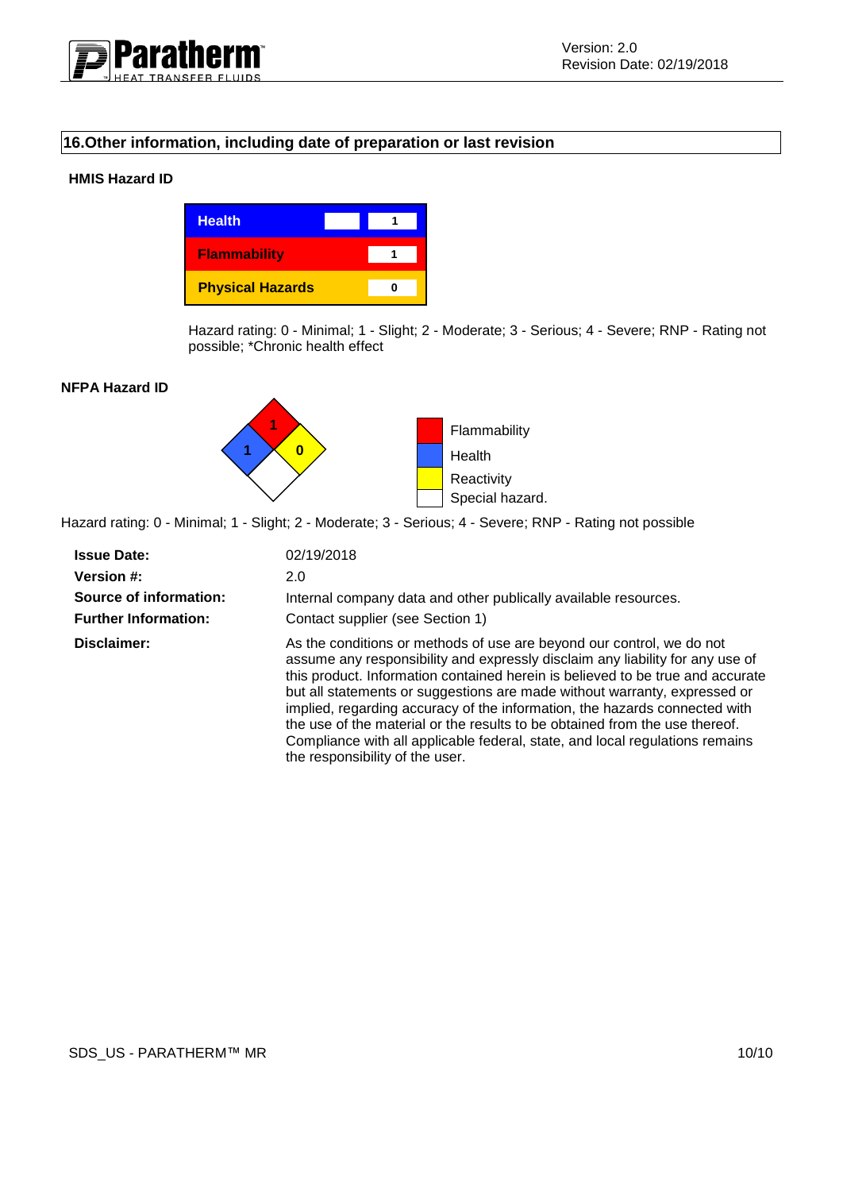## 16.Other information, including date of preparation or last revision

**HMIS Hazard ID**

| | | |
|---|---|---|
| Health | | 1 |
| Flammability | | 1 |
| Physical Hazards | | 0 |

Hazard rating: 0 - Minimal; 1 - Slight; 2 - Moderate; 3 - Serious; 4 - Severe; RNP - Rating not possible; *Chronic health effect

**NFPA Hazard ID**

1
1
0

Flammability
Health
Reactivity
Special hazard.

Hazard rating: 0 - Minimal; 1 - Slight; 2 - Moderate; 3 - Serious; 4 - Severe; RNP - Rating not possible

**Issue Date:** 02/19/2018

**Version #:** 2.0

**Source of information:** Internal company data and other publically available resources.

**Further Information:** Contact supplier (see Section 1)

**Disclaimer:** As the conditions or methods of use are beyond our control, we do not assume any responsibility and expressly disclaim any liability for any use of this product. Information contained herein is believed to be true and accurate but all statements or suggestions are made without warranty, expressed or implied, regarding accuracy of the information, the hazards connected with the use of the material or the results to be obtained from the use thereof. Compliance with all applicable federal, state, and local regulations remains the responsibility of the user.